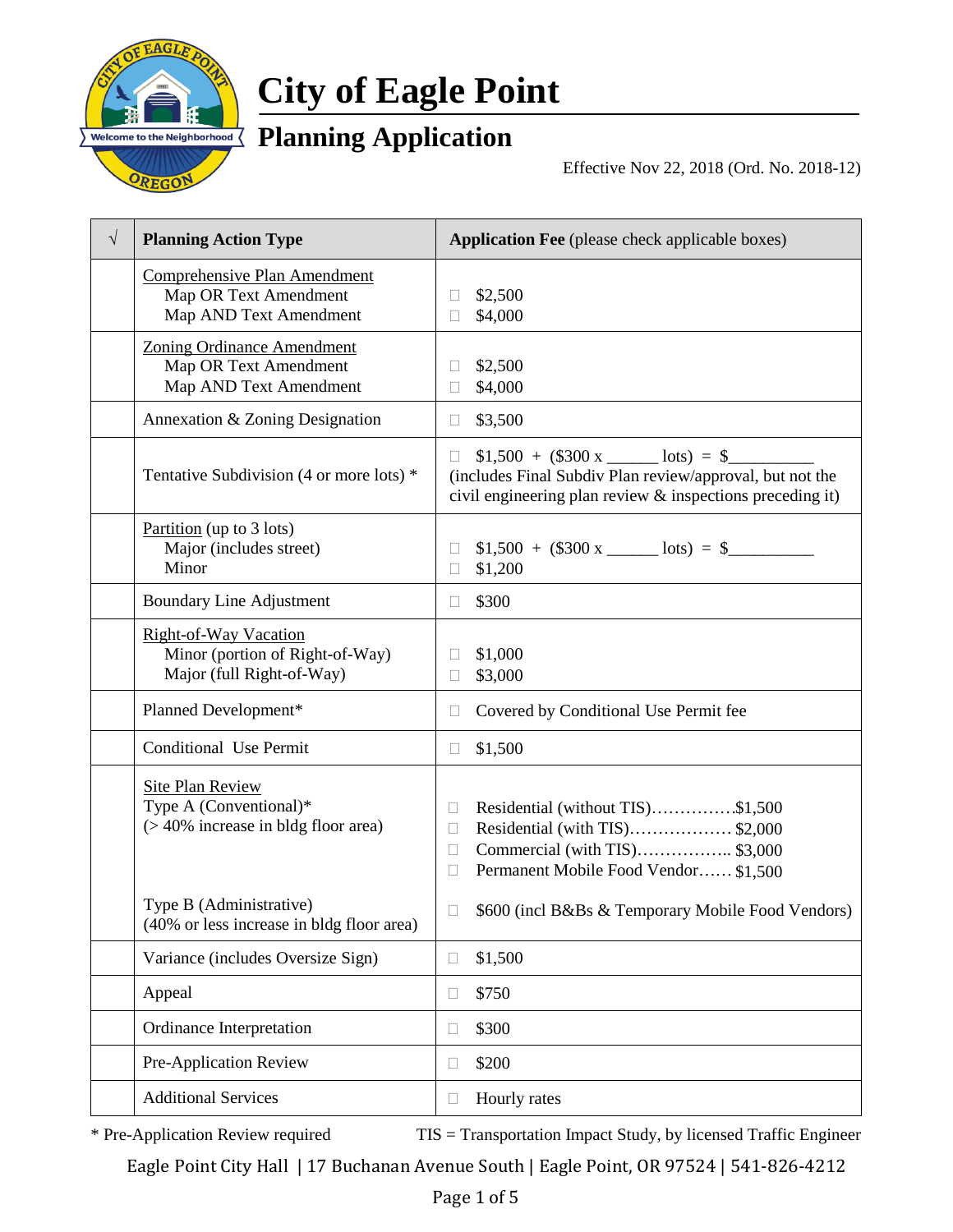# City of Eagle Point

## Planning Application

Effective Nov 22, 2018 (Ord. No. 2018-12)

| √ | Planning Action Type | Application Fee (please check applicable boxes) |
|---|---|---|
| | Comprehensive Plan Amendment<br>Map OR Text Amendment<br>Map AND Text Amendment | ☐ $2,500<br>☐ $4,000 |
| | Zoning Ordinance Amendment<br>Map OR Text Amendment<br>Map AND Text Amendment | ☐ $2,500<br>☐ $4,000 |
| | Annexation & Zoning Designation | ☐ $3,500 |
| | Tentative Subdivision (4 or more lots) * | ☐ $1,500 + ($300 x ______ lots) = $__________<br>(includes Final Subdiv Plan review/approval, but not the civil engineering plan review & inspections preceding it) |
| | Partition (up to 3 lots)<br>Major (includes street)<br>Minor | ☐ $1,500 + ($300 x ______ lots) = $__________<br>☐ $1,200 |
| | Boundary Line Adjustment | ☐ $300 |
| | Right-of-Way Vacation<br>Minor (portion of Right-of-Way)<br>Major (full Right-of-Way) | ☐ $1,000<br>☐ $3,000 |
| | Planned Development* | ☐ Covered by Conditional Use Permit fee |
| | Conditional Use Permit | ☐ $1,500 |
| | Site Plan Review<br>Type A (Conventional)*<br>(> 40% increase in bldg floor area) | ☐ Residential (without TIS)……………$1,500<br>☐ Residential (with TIS)……………… $2,000<br>☐ Commercial (with TIS)…………….. $3,000<br>☐ Permanent Mobile Food Vendor…… $1,500 |
| | Type B (Administrative)<br>(40% or less increase in bldg floor area) | ☐ $600 (incl B&Bs & Temporary Mobile Food Vendors) |
| | Variance (includes Oversize Sign) | ☐ $1,500 |
| | Appeal | ☐ $750 |
| | Ordinance Interpretation | ☐ $300 |
| | Pre-Application Review | ☐ $200 |
| | Additional Services | ☐ Hourly rates |

* Pre-Application Review required

TIS = Transportation Impact Study, by licensed Traffic Engineer

Eagle Point City Hall | 17 Buchanan Avenue South | Eagle Point, OR 97524 | 541-826-4212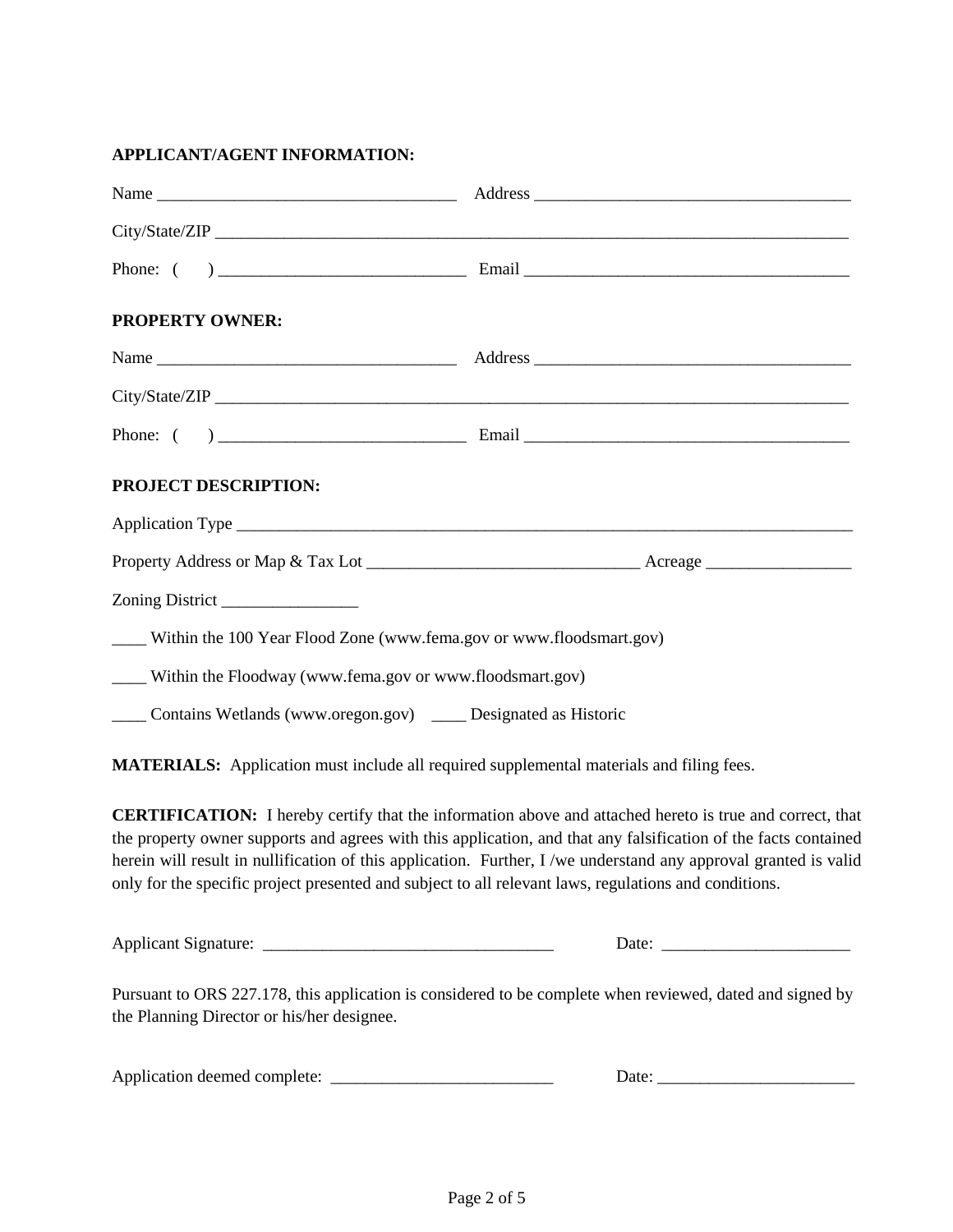**APPLICANT/AGENT INFORMATION:**

Name ___________________________________ Address ____________________________________

City/State/ZIP ___________________________________________________________________________

Phone: ( ) ____________________________ Email ______________________________________

**PROPERTY OWNER:**

Name ___________________________________ Address ____________________________________

City/State/ZIP ___________________________________________________________________________

Phone: ( ) ____________________________ Email ______________________________________

**PROJECT DESCRIPTION:**

Application Type ___________________________________________________________________________

Property Address or Map & Tax Lot ________________________________ Acreage _________________

Zoning District ________________

____ Within the 100 Year Flood Zone (www.fema.gov or www.floodsmart.gov)

____ Within the Floodway (www.fema.gov or www.floodsmart.gov)

____ Contains Wetlands (www.oregon.gov) ____ Designated as Historic

**MATERIALS:** Application must include all required supplemental materials and filing fees.

**CERTIFICATION:** I hereby certify that the information above and attached hereto is true and correct, that the property owner supports and agrees with this application, and that any falsification of the facts contained herein will result in nullification of this application. Further, I /we understand any approval granted is valid only for the specific project presented and subject to all relevant laws, regulations and conditions.

Applicant Signature: __________________________________ Date: ______________________

Pursuant to ORS 227.178, this application is considered to be complete when reviewed, dated and signed by the Planning Director or his/her designee.

Application deemed complete: __________________________ Date: _______________________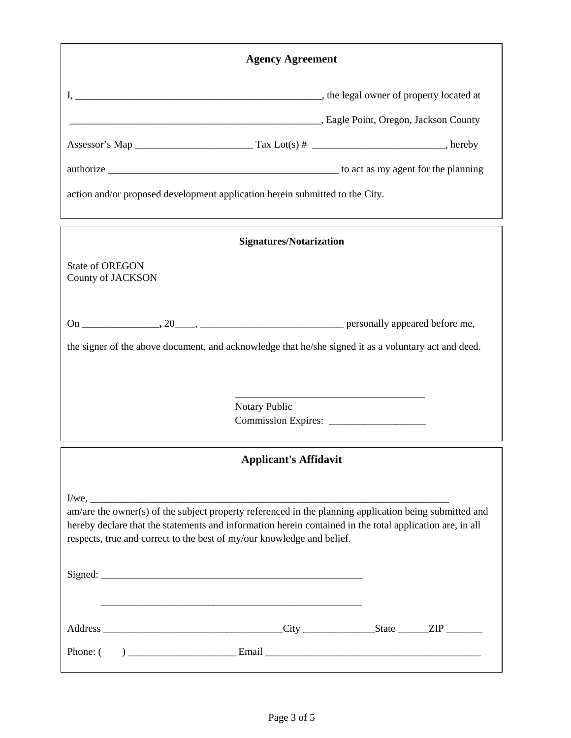## Agency Agreement

I, \_\_\_\_\_\_\_\_\_\_\_\_\_\_\_\_\_\_\_\_\_\_\_\_\_\_\_\_\_\_\_\_\_\_\_\_\_\_\_\_\_\_\_\_\_\_\_\_\_\_, the legal owner of property located at

\_\_\_\_\_\_\_\_\_\_\_\_\_\_\_\_\_\_\_\_\_\_\_\_\_\_\_\_\_\_\_\_\_\_\_\_\_\_\_\_\_\_\_\_\_\_\_\_\_\_\_, Eagle Point, Oregon, Jackson County

Assessor's Map \_\_\_\_\_\_\_\_\_\_\_\_\_\_\_\_\_\_\_\_\_\_\_\_ Tax Lot(s) # \_\_\_\_\_\_\_\_\_\_\_\_\_\_\_\_\_\_\_\_\_\_\_\_\_\_\_, hereby

authorize \_\_\_\_\_\_\_\_\_\_\_\_\_\_\_\_\_\_\_\_\_\_\_\_\_\_\_\_\_\_\_\_\_\_\_\_\_\_\_\_\_\_\_\_\_\_\_\_ to act as my agent for the planning

action and/or proposed development application herein submitted to the City.

## Signatures/Notarization

State of OREGON
County of JACKSON

On **\_\_\_\_\_\_\_\_\_\_\_\_\_\_\_\_,** 20\_\_\_\_, \_\_\_\_\_\_\_\_\_\_\_\_\_\_\_\_\_\_\_\_\_\_\_\_\_\_\_\_\_ personally appeared before me,

the signer of the above document, and acknowledge that he/she signed it as a voluntary act and deed.

\_\_\_\_\_\_\_\_\_\_\_\_\_\_\_\_\_\_\_\_\_\_\_\_\_\_\_\_\_\_\_\_\_\_\_\_\_\_\_
Notary Public
Commission Expires: \_\_\_\_\_\_\_\_\_\_\_\_\_\_\_\_\_\_\_\_

## Applicant's Affidavit

I/we, \_\_\_\_\_\_\_\_\_\_\_\_\_\_\_\_\_\_\_\_\_\_\_\_\_\_\_\_\_\_\_\_\_\_\_\_\_\_\_\_\_\_\_\_\_\_\_\_\_\_\_\_\_\_\_\_\_\_\_\_\_\_\_\_\_\_\_\_\_\_\_\_\_\_\_
am/are the owner(s) of the subject property referenced in the planning application being submitted and hereby declare that the statements and information herein contained in the total application are, in all respects, true and correct to the best of my/our knowledge and belief.

Signed: \_\_\_\_\_\_\_\_\_\_\_\_\_\_\_\_\_\_\_\_\_\_\_\_\_\_\_\_\_\_\_\_\_\_\_\_\_\_\_\_\_\_\_\_\_\_\_\_\_\_\_\_\_

\_\_\_\_\_\_\_\_\_\_\_\_\_\_\_\_\_\_\_\_\_\_\_\_\_\_\_\_\_\_\_\_\_\_\_\_\_\_\_\_\_\_\_\_\_\_\_\_\_\_\_\_\_

Address \_\_\_\_\_\_\_\_\_\_\_\_\_\_\_\_\_\_\_\_\_\_\_\_\_\_\_\_\_\_\_\_\_\_\_\_\_City \_\_\_\_\_\_\_\_\_\_\_\_\_\_\_State \_\_\_\_\_\_ZIP \_\_\_\_\_\_\_\_

Phone: (      ) \_\_\_\_\_\_\_\_\_\_\_\_\_\_\_\_\_\_\_\_\_\_ Email \_\_\_\_\_\_\_\_\_\_\_\_\_\_\_\_\_\_\_\_\_\_\_\_\_\_\_\_\_\_\_\_\_\_\_\_\_\_\_\_\_\_\_\_\_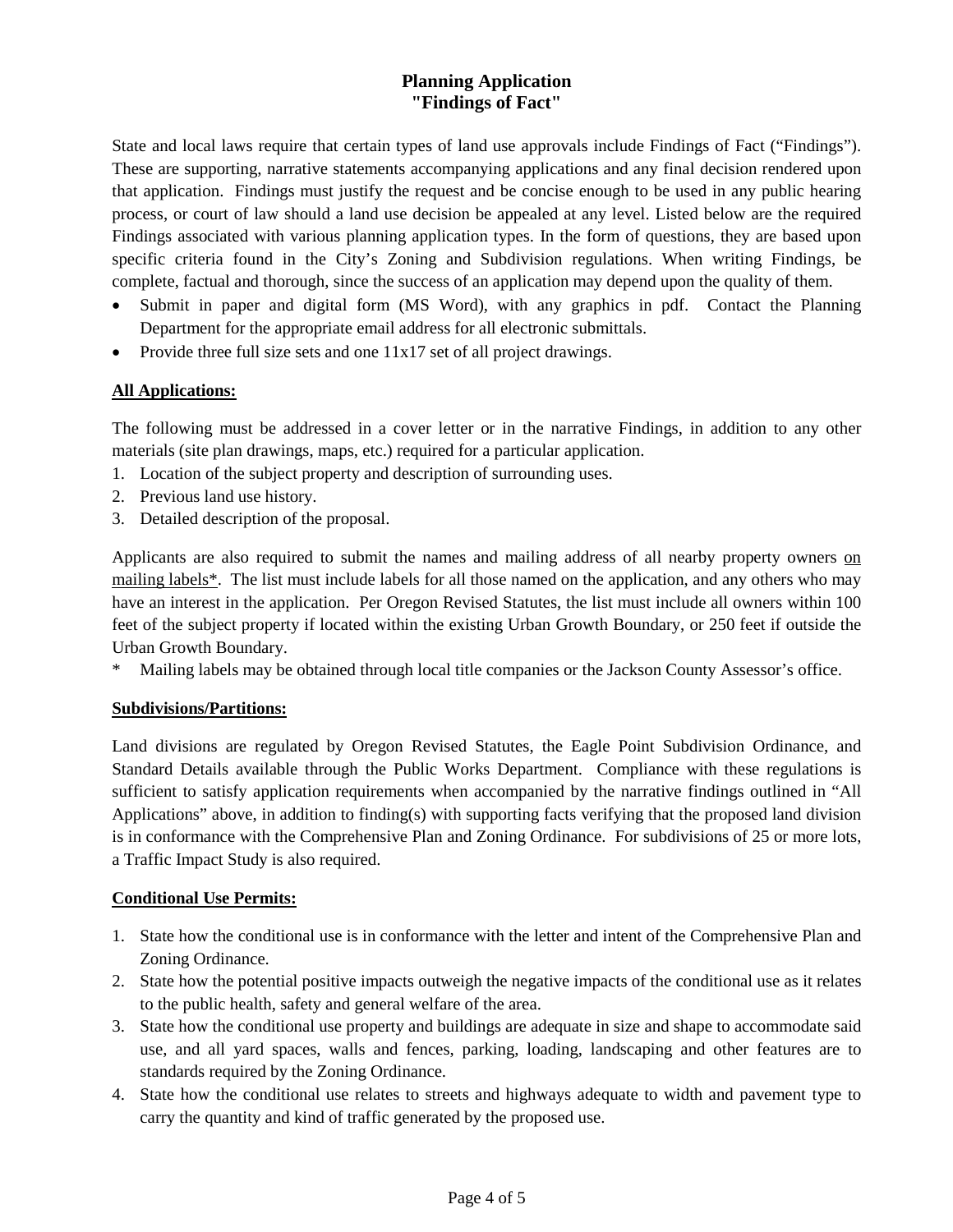# Planning Application
# "Findings of Fact"

State and local laws require that certain types of land use approvals include Findings of Fact ("Findings"). These are supporting, narrative statements accompanying applications and any final decision rendered upon that application. Findings must justify the request and be concise enough to be used in any public hearing process, or court of law should a land use decision be appealed at any level. Listed below are the required Findings associated with various planning application types. In the form of questions, they are based upon specific criteria found in the City's Zoning and Subdivision regulations. When writing Findings, be complete, factual and thorough, since the success of an application may depend upon the quality of them.

- Submit in paper and digital form (MS Word), with any graphics in pdf. Contact the Planning Department for the appropriate email address for all electronic submittals.
- Provide three full size sets and one 11x17 set of all project drawings.

## All Applications:

The following must be addressed in a cover letter or in the narrative Findings, in addition to any other materials (site plan drawings, maps, etc.) required for a particular application.

1. Location of the subject property and description of surrounding uses.
2. Previous land use history.
3. Detailed description of the proposal.

Applicants are also required to submit the names and mailing address of all nearby property owners <u>on mailing labels</u>*. The list must include labels for all those named on the application, and any others who may have an interest in the application. Per Oregon Revised Statutes, the list must include all owners within 100 feet of the subject property if located within the existing Urban Growth Boundary, or 250 feet if outside the Urban Growth Boundary.

\* Mailing labels may be obtained through local title companies or the Jackson County Assessor's office.

## Subdivisions/Partitions:

Land divisions are regulated by Oregon Revised Statutes, the Eagle Point Subdivision Ordinance, and Standard Details available through the Public Works Department. Compliance with these regulations is sufficient to satisfy application requirements when accompanied by the narrative findings outlined in "All Applications" above, in addition to finding(s) with supporting facts verifying that the proposed land division is in conformance with the Comprehensive Plan and Zoning Ordinance. For subdivisions of 25 or more lots, a Traffic Impact Study is also required.

## Conditional Use Permits:

1. State how the conditional use is in conformance with the letter and intent of the Comprehensive Plan and Zoning Ordinance.
2. State how the potential positive impacts outweigh the negative impacts of the conditional use as it relates to the public health, safety and general welfare of the area.
3. State how the conditional use property and buildings are adequate in size and shape to accommodate said use, and all yard spaces, walls and fences, parking, loading, landscaping and other features are to standards required by the Zoning Ordinance.
4. State how the conditional use relates to streets and highways adequate to width and pavement type to carry the quantity and kind of traffic generated by the proposed use.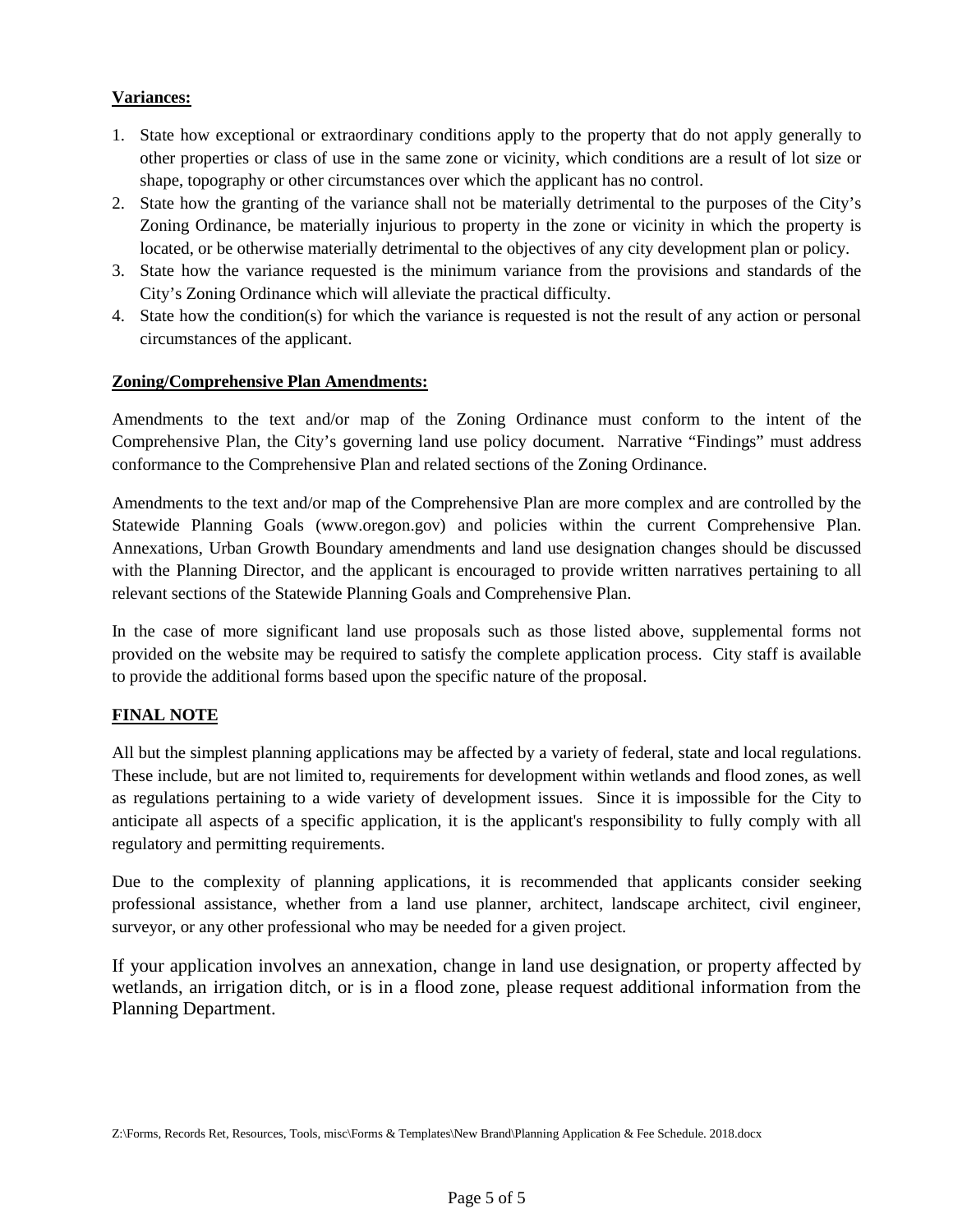**Variances:**

1. State how exceptional or extraordinary conditions apply to the property that do not apply generally to other properties or class of use in the same zone or vicinity, which conditions are a result of lot size or shape, topography or other circumstances over which the applicant has no control.
2. State how the granting of the variance shall not be materially detrimental to the purposes of the City's Zoning Ordinance, be materially injurious to property in the zone or vicinity in which the property is located, or be otherwise materially detrimental to the objectives of any city development plan or policy.
3. State how the variance requested is the minimum variance from the provisions and standards of the City's Zoning Ordinance which will alleviate the practical difficulty.
4. State how the condition(s) for which the variance is requested is not the result of any action or personal circumstances of the applicant.

**Zoning/Comprehensive Plan Amendments:**

Amendments to the text and/or map of the Zoning Ordinance must conform to the intent of the Comprehensive Plan, the City's governing land use policy document. Narrative "Findings" must address conformance to the Comprehensive Plan and related sections of the Zoning Ordinance.

Amendments to the text and/or map of the Comprehensive Plan are more complex and are controlled by the Statewide Planning Goals (www.oregon.gov) and policies within the current Comprehensive Plan. Annexations, Urban Growth Boundary amendments and land use designation changes should be discussed with the Planning Director, and the applicant is encouraged to provide written narratives pertaining to all relevant sections of the Statewide Planning Goals and Comprehensive Plan.

In the case of more significant land use proposals such as those listed above, supplemental forms not provided on the website may be required to satisfy the complete application process. City staff is available to provide the additional forms based upon the specific nature of the proposal.

**FINAL NOTE**

All but the simplest planning applications may be affected by a variety of federal, state and local regulations. These include, but are not limited to, requirements for development within wetlands and flood zones, as well as regulations pertaining to a wide variety of development issues. Since it is impossible for the City to anticipate all aspects of a specific application, it is the applicant's responsibility to fully comply with all regulatory and permitting requirements.

Due to the complexity of planning applications, it is recommended that applicants consider seeking professional assistance, whether from a land use planner, architect, landscape architect, civil engineer, surveyor, or any other professional who may be needed for a given project.

If your application involves an annexation, change in land use designation, or property affected by wetlands, an irrigation ditch, or is in a flood zone, please request additional information from the Planning Department.

Z:\Forms, Records Ret, Resources, Tools, misc\Forms & Templates\New Brand\Planning Application & Fee Schedule. 2018.docx